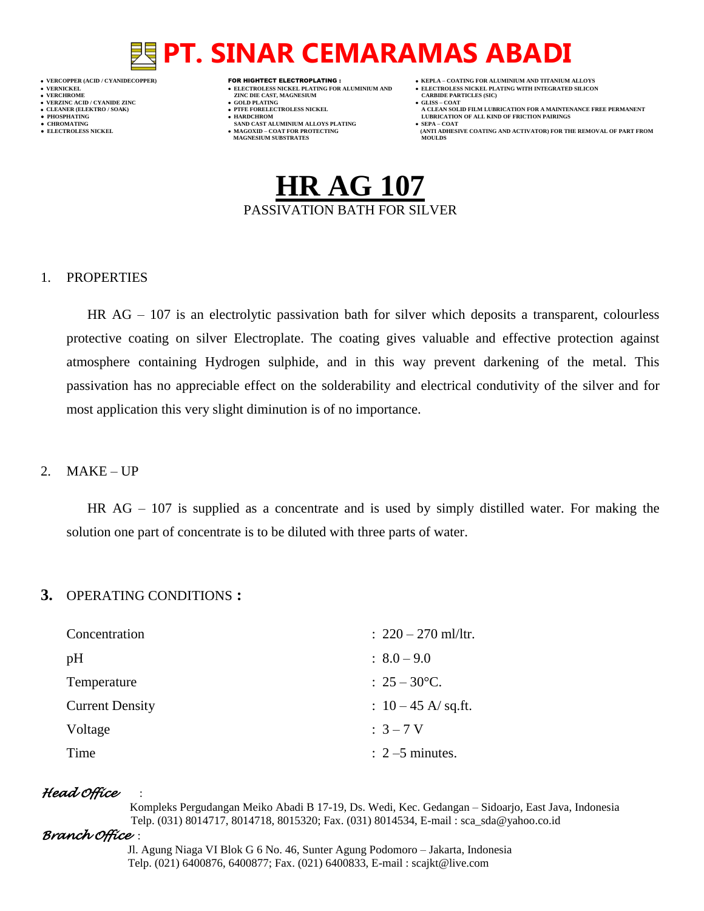# PT. SINAR CEMARAMAS ABADI

- VERCOPPER (ACID / CYANIDECOPPER)
- VERNICKEL
- VERCHROME
- VERZINC ACID / CYANIDE ZINC
- CLEANER (ELEKTRO / SOAK)
- PHOSPHATING
- CHROMATING
- ELECTROLESS NICKEL

**FOR HIGHTECT ELECTROPLATING :**

- ELECTROLESS NICKEL PLATING FOR ALUMINIUM AND ZINC DIE CAST, MAGNESIUM
- GOLD PLATING
- PTFE FORELECTROLESS NICKEL
- HARDCHROM SAND CAST ALUMINIUM ALLOYS PLATING
- MAGOXID – COAT FOR PROTECTING MAGNESIUM SUBSTRATES

- KEPLA – COATING FOR ALUMINIUM AND TITANIUM ALLOYS
- ELECTROLESS NICKEL PLATING WITH INTEGRATED SILICON CARBIDE PARTICLES (SIC)
- GLISS – COAT A CLEAN SOLID FILM LUBRICATION FOR A MAINTENANCE FREE PERMANENT LUBRICATION OF ALL KIND OF FRICTION PAIRINGS
- SEPA – COAT (ANTI ADHESIVE COATING AND ACTIVATOR) FOR THE REMOVAL OF PART FROM MOULDS

# HR AG 107

PASSIVATION BATH FOR SILVER

## 1. PROPERTIES

HR AG – 107 is an electrolytic passivation bath for silver which deposits a transparent, colourless protective coating on silver Electroplate. The coating gives valuable and effective protection against atmosphere containing Hydrogen sulphide, and in this way prevent darkening of the metal. This passivation has no appreciable effect on the solderability and electrical condutivity of the silver and for most application this very slight diminution is of no importance.

## 2. MAKE – UP

HR AG – 107 is supplied as a concentrate and is used by simply distilled water. For making the solution one part of concentrate is to be diluted with three parts of water.

## 3. OPERATING CONDITIONS :

| | |
|---|---|
| Concentration | : 220 – 270 ml/ltr. |
| pH | : 8.0 – 9.0 |
| Temperature | : 25 – 30°C. |
| Current Density | : 10 – 45 A/ sq.ft. |
| Voltage | : 3 – 7 V |
| Time | : 2 –5 minutes. |

*Head Office* :

Kompleks Pergudangan Meiko Abadi B 17-19, Ds. Wedi, Kec. Gedangan – Sidoarjo, East Java, Indonesia
Telp. (031) 8014717, 8014718, 8015320; Fax. (031) 8014534, E-mail : sca_sda@yahoo.co.id

*Branch Office* :

Jl. Agung Niaga VI Blok G 6 No. 46, Sunter Agung Podomoro – Jakarta, Indonesia
Telp. (021) 6400876, 6400877; Fax. (021) 6400833, E-mail : scajkt@live.com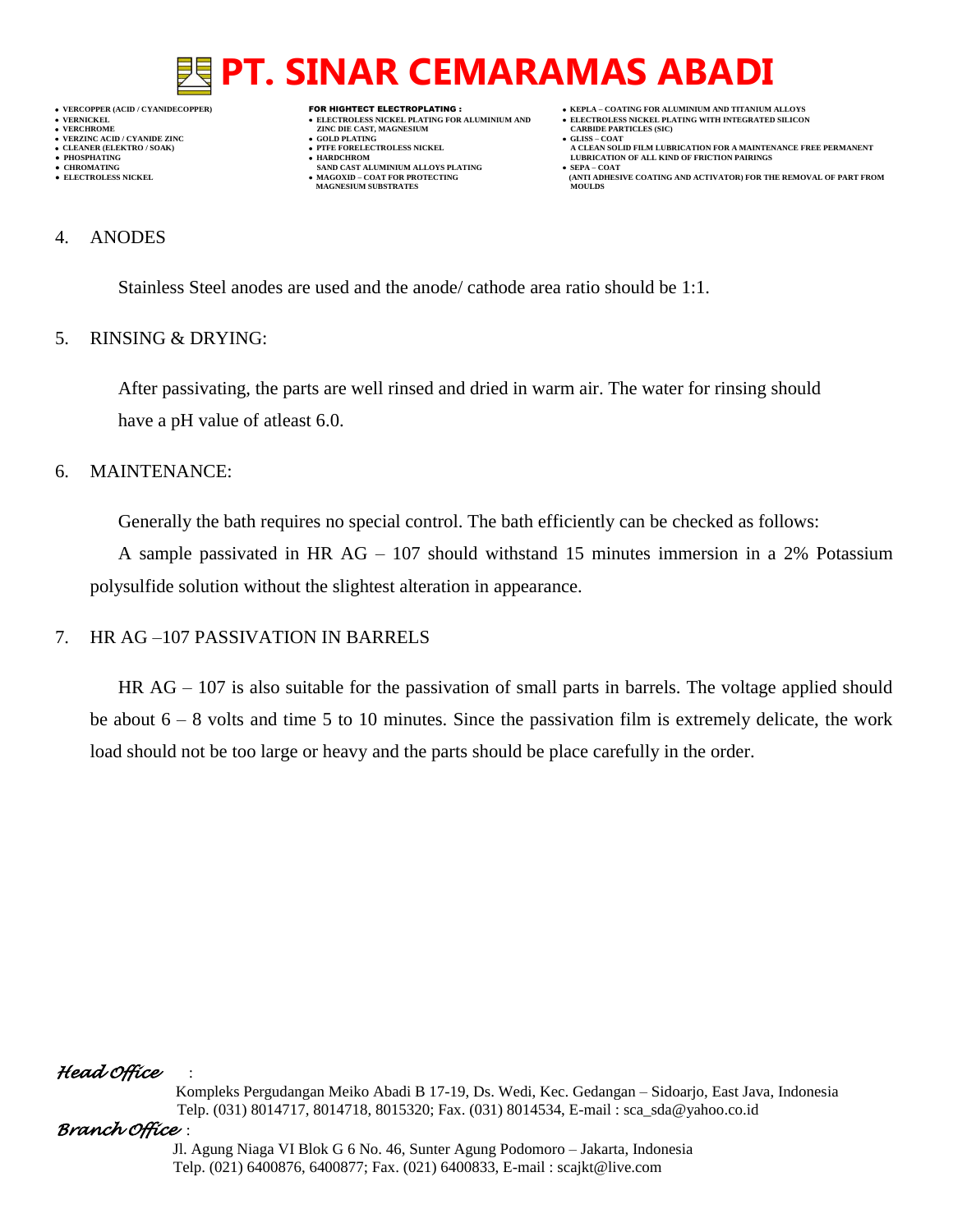## 4. ANODES

Stainless Steel anodes are used and the anode/ cathode area ratio should be 1:1.

## 5. RINSING & DRYING:

After passivating, the parts are well rinsed and dried in warm air. The water for rinsing should have a pH value of atleast 6.0.

## 6. MAINTENANCE:

Generally the bath requires no special control. The bath efficiently can be checked as follows:

A sample passivated in HR AG – 107 should withstand 15 minutes immersion in a 2% Potassium polysulfide solution without the slightest alteration in appearance.

## 7. HR AG –107 PASSIVATION IN BARRELS

HR AG – 107 is also suitable for the passivation of small parts in barrels. The voltage applied should be about 6 – 8 volts and time 5 to 10 minutes. Since the passivation film is extremely delicate, the work load should not be too large or heavy and the parts should be place carefully in the order.